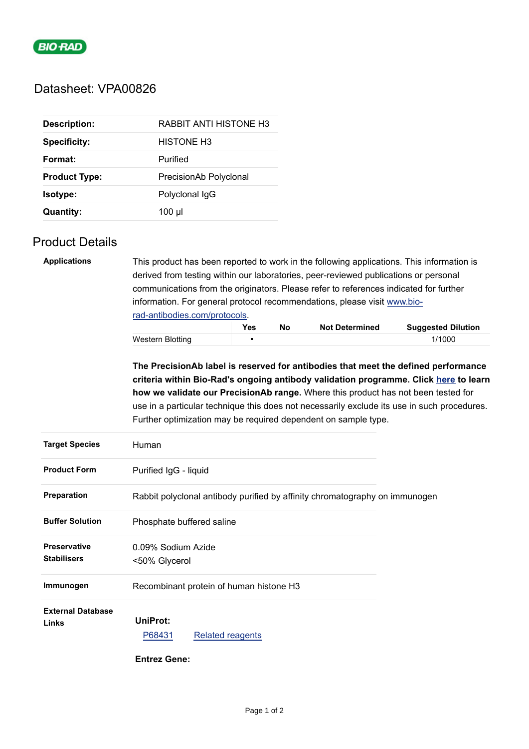# Datasheet: VPA00826

| | |
|---|---|
| **Description:** | RABBIT ANTI HISTONE H3 |
| **Specificity:** | HISTONE H3 |
| **Format:** | Purified |
| **Product Type:** | PrecisionAb Polyclonal |
| **Isotype:** | Polyclonal IgG |
| **Quantity:** | 100 µl |

## Product Details

**Applications**

This product has been reported to work in the following applications. This information is derived from testing within our laboratories, peer-reviewed publications or personal communications from the originators. Please refer to references indicated for further information. For general protocol recommendations, please visit [www.bio-rad-antibodies.com/protocols](www.bio-rad-antibodies.com/protocols).

| | Yes | No | Not Determined | Suggested Dilution |
|---|---|---|---|---|
| Western Blotting | ▪ | | | 1/1000 |

**The PrecisionAb label is reserved for antibodies that meet the defined performance criteria within Bio-Rad's ongoing antibody validation programme. Click [here]() to learn how we validate our PrecisionAb range.** Where this product has not been tested for use in a particular technique this does not necessarily exclude its use in such procedures. Further optimization may be required dependent on sample type.

| | |
|---|---|
| **Target Species** | Human |
| **Product Form** | Purified IgG - liquid |
| **Preparation** | Rabbit polyclonal antibody purified by affinity chromatography on immunogen |
| **Buffer Solution** | Phosphate buffered saline |
| **Preservative Stabilisers** | 0.09% Sodium Azide<br><50% Glycerol |
| **Immunogen** | Recombinant protein of human histone H3 |
| **External Database Links** | **UniProt:**<br>[P68431]()  [Related reagents]()<br>**Entrez Gene:** |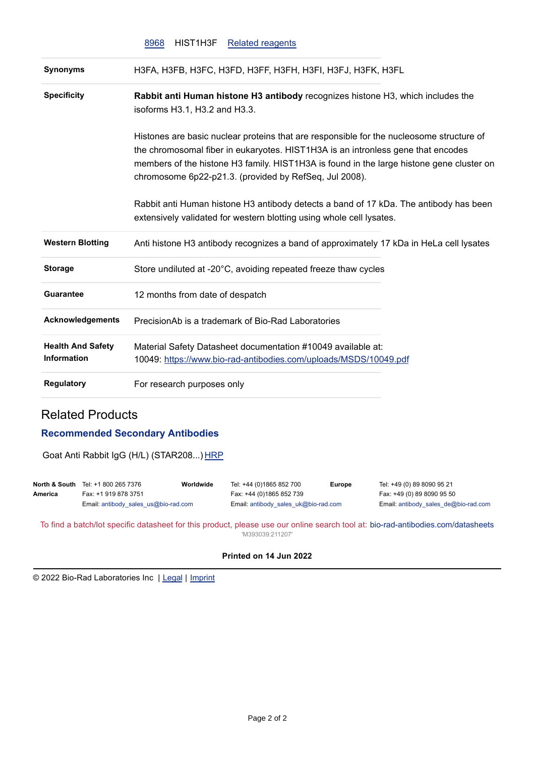| | |
|---|---|
| | 8968 HIST1H3F Related reagents |
| **Synonyms** | H3FA, H3FB, H3FC, H3FD, H3FF, H3FH, H3FI, H3FJ, H3FK, H3FL |
| **Specificity** | **Rabbit anti Human histone H3 antibody** recognizes histone H3, which includes the isoforms H3.1, H3.2 and H3.3.<br><br>Histones are basic nuclear proteins that are responsible for the nucleosome structure of the chromosomal fiber in eukaryotes. HIST1H3A is an intronless gene that encodes members of the histone H3 family. HIST1H3A is found in the large histone gene cluster on chromosome 6p22-p21.3. (provided by RefSeq, Jul 2008).<br><br>Rabbit anti Human histone H3 antibody detects a band of 17 kDa. The antibody has been extensively validated for western blotting using whole cell lysates. |
| **Western Blotting** | Anti histone H3 antibody recognizes a band of approximately 17 kDa in HeLa cell lysates |
| **Storage** | Store undiluted at -20°C, avoiding repeated freeze thaw cycles |
| **Guarantee** | 12 months from date of despatch |
| **Acknowledgements** | PrecisionAb is a trademark of Bio-Rad Laboratories |
| **Health And Safety Information** | Material Safety Datasheet documentation #10049 available at:<br>10049: https://www.bio-rad-antibodies.com/uploads/MSDS/10049.pdf |
| **Regulatory** | For research purposes only |

## Related Products

### Recommended Secondary Antibodies

Goat Anti Rabbit IgG (H/L) (STAR208...) HRP

| | | | | | |
|---|---|---|---|---|---|
| **North & South America** | Tel: +1 800 265 7376<br>Fax: +1 919 878 3751<br>Email: antibody_sales_us@bio-rad.com | **Worldwide** | Tel: +44 (0)1865 852 700<br>Fax: +44 (0)1865 852 739<br>Email: antibody_sales_uk@bio-rad.com | **Europe** | Tel: +49 (0) 89 8090 95 21<br>Fax: +49 (0) 89 8090 95 50<br>Email: antibody_sales_de@bio-rad.com |

To find a batch/lot specific datasheet for this product, please use our online search tool at: bio-rad-antibodies.com/datasheets

'M393039:211207'

**Printed on 14 Jun 2022**

© 2022 Bio-Rad Laboratories Inc | Legal | Imprint